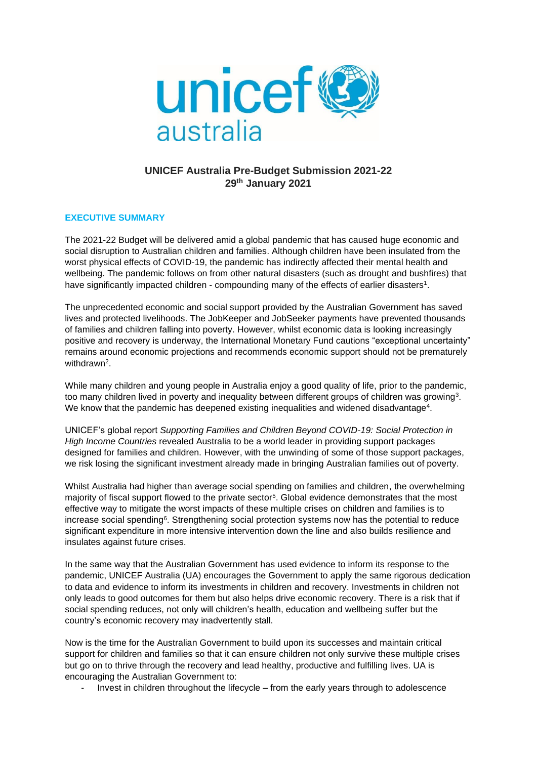# UNICEF Australia Pre-Budget Submission 2021-22
## 29th January 2021

### EXECUTIVE SUMMARY

The 2021-22 Budget will be delivered amid a global pandemic that has caused huge economic and social disruption to Australian children and families. Although children have been insulated from the worst physical effects of COVID-19, the pandemic has indirectly affected their mental health and wellbeing. The pandemic follows on from other natural disasters (such as drought and bushfires) that have significantly impacted children - compounding many of the effects of earlier disasters[1].

The unprecedented economic and social support provided by the Australian Government has saved lives and protected livelihoods. The JobKeeper and JobSeeker payments have prevented thousands of families and children falling into poverty. However, whilst economic data is looking increasingly positive and recovery is underway, the International Monetary Fund cautions "exceptional uncertainty" remains around economic projections and recommends economic support should not be prematurely withdrawn[2].

While many children and young people in Australia enjoy a good quality of life, prior to the pandemic, too many children lived in poverty and inequality between different groups of children was growing[3]. We know that the pandemic has deepened existing inequalities and widened disadvantage[4].

UNICEF's global report *Supporting Families and Children Beyond COVID-19: Social Protection in High Income Countries* revealed Australia to be a world leader in providing support packages designed for families and children. However, with the unwinding of some of those support packages, we risk losing the significant investment already made in bringing Australian families out of poverty.

Whilst Australia had higher than average social spending on families and children, the overwhelming majority of fiscal support flowed to the private sector[5]. Global evidence demonstrates that the most effective way to mitigate the worst impacts of these multiple crises on children and families is to increase social spending[6]. Strengthening social protection systems now has the potential to reduce significant expenditure in more intensive intervention down the line and also builds resilience and insulates against future crises.

In the same way that the Australian Government has used evidence to inform its response to the pandemic, UNICEF Australia (UA) encourages the Government to apply the same rigorous dedication to data and evidence to inform its investments in children and recovery. Investments in children not only leads to good outcomes for them but also helps drive economic recovery. There is a risk that if social spending reduces, not only will children's health, education and wellbeing suffer but the country's economic recovery may inadvertently stall.

Now is the time for the Australian Government to build upon its successes and maintain critical support for children and families so that it can ensure children not only survive these multiple crises but go on to thrive through the recovery and lead healthy, productive and fulfilling lives. UA is encouraging the Australian Government to:

- Invest in children throughout the lifecycle – from the early years through to adolescence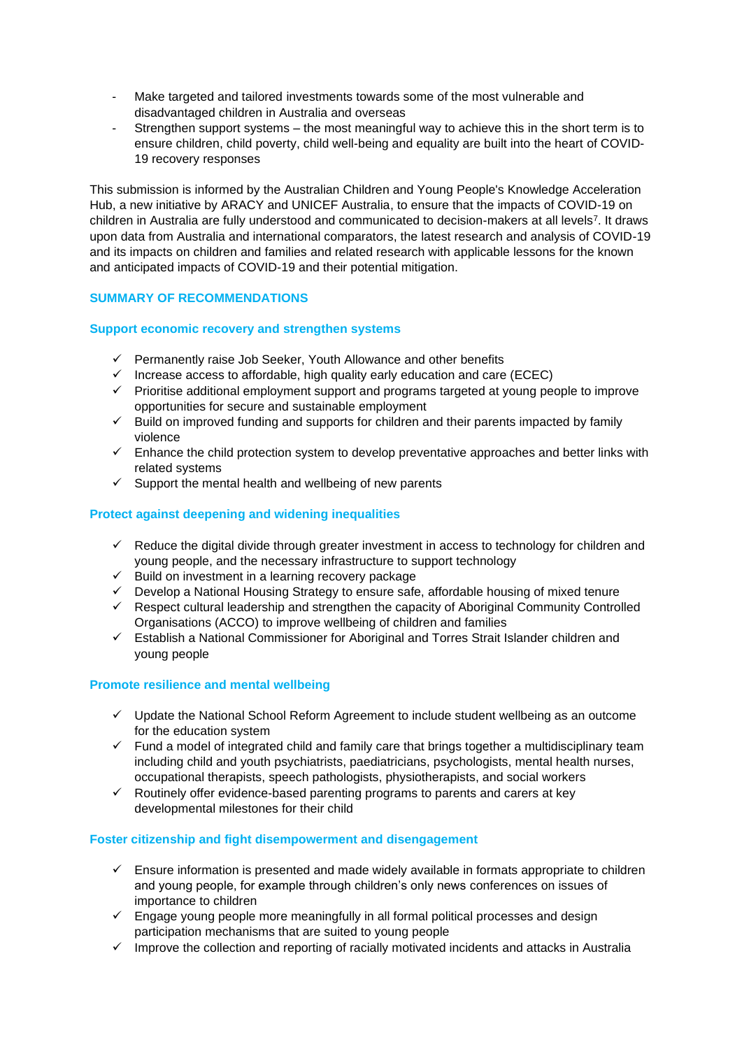- Make targeted and tailored investments towards some of the most vulnerable and disadvantaged children in Australia and overseas
- Strengthen support systems – the most meaningful way to achieve this in the short term is to ensure children, child poverty, child well-being and equality are built into the heart of COVID-19 recovery responses

This submission is informed by the Australian Children and Young People's Knowledge Acceleration Hub, a new initiative by ARACY and UNICEF Australia, to ensure that the impacts of COVID-19 on children in Australia are fully understood and communicated to decision-makers at all levels[7]. It draws upon data from Australia and international comparators, the latest research and analysis of COVID-19 and its impacts on children and families and related research with applicable lessons for the known and anticipated impacts of COVID-19 and their potential mitigation.

## SUMMARY OF RECOMMENDATIONS

### Support economic recovery and strengthen systems

- ✓ Permanently raise Job Seeker, Youth Allowance and other benefits
- ✓ Increase access to affordable, high quality early education and care (ECEC)
- ✓ Prioritise additional employment support and programs targeted at young people to improve opportunities for secure and sustainable employment
- ✓ Build on improved funding and supports for children and their parents impacted by family violence
- ✓ Enhance the child protection system to develop preventative approaches and better links with related systems
- ✓ Support the mental health and wellbeing of new parents

### Protect against deepening and widening inequalities

- ✓ Reduce the digital divide through greater investment in access to technology for children and young people, and the necessary infrastructure to support technology
- ✓ Build on investment in a learning recovery package
- ✓ Develop a National Housing Strategy to ensure safe, affordable housing of mixed tenure
- ✓ Respect cultural leadership and strengthen the capacity of Aboriginal Community Controlled Organisations (ACCO) to improve wellbeing of children and families
- ✓ Establish a National Commissioner for Aboriginal and Torres Strait Islander children and young people

### Promote resilience and mental wellbeing

- ✓ Update the National School Reform Agreement to include student wellbeing as an outcome for the education system
- ✓ Fund a model of integrated child and family care that brings together a multidisciplinary team including child and youth psychiatrists, paediatricians, psychologists, mental health nurses, occupational therapists, speech pathologists, physiotherapists, and social workers
- ✓ Routinely offer evidence-based parenting programs to parents and carers at key developmental milestones for their child

### Foster citizenship and fight disempowerment and disengagement

- ✓ Ensure information is presented and made widely available in formats appropriate to children and young people, for example through children's only news conferences on issues of importance to children
- ✓ Engage young people more meaningfully in all formal political processes and design participation mechanisms that are suited to young people
- ✓ Improve the collection and reporting of racially motivated incidents and attacks in Australia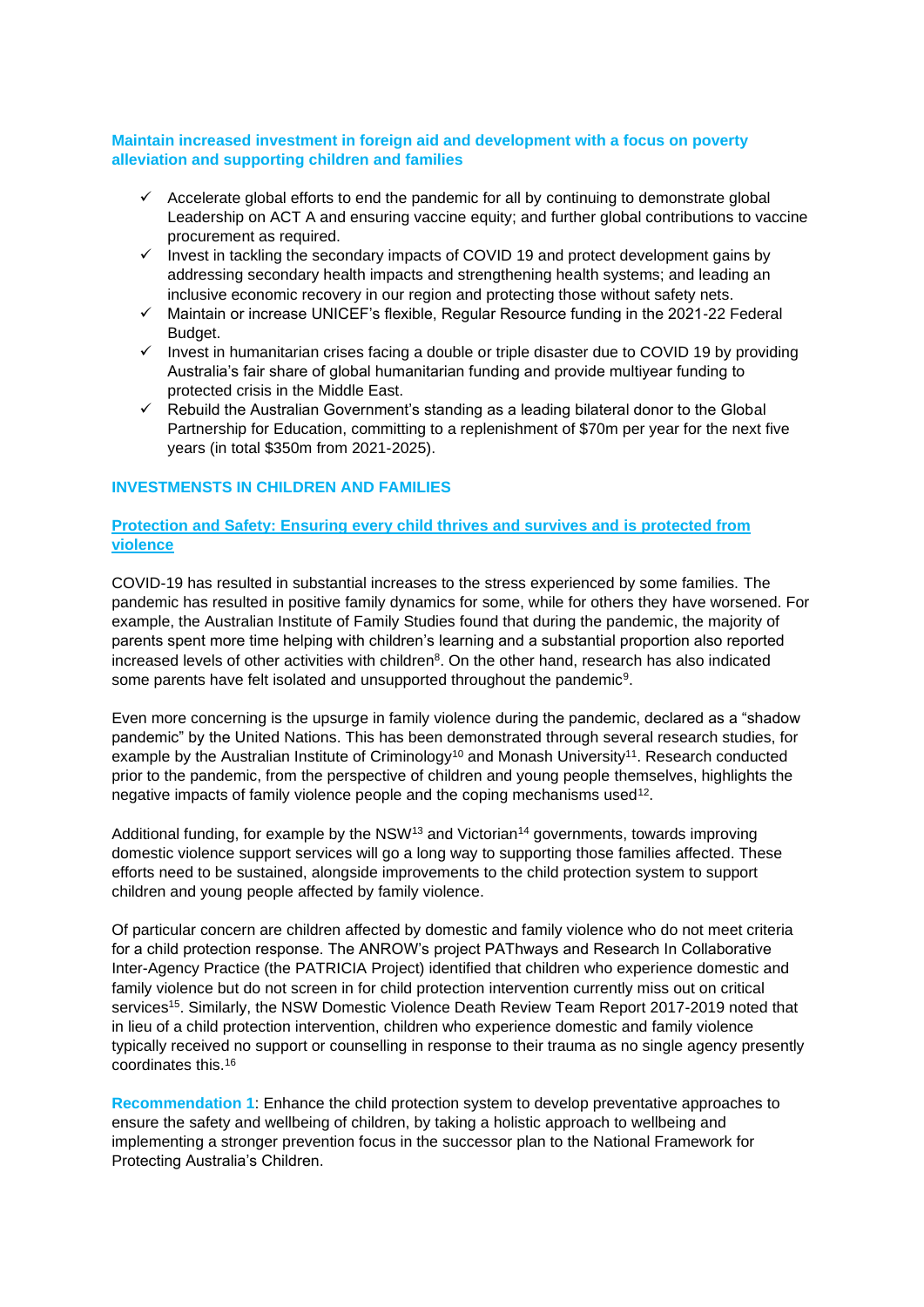**Maintain increased investment in foreign aid and development with a focus on poverty alleviation and supporting children and families**

- ✓ Accelerate global efforts to end the pandemic for all by continuing to demonstrate global Leadership on ACT A and ensuring vaccine equity; and further global contributions to vaccine procurement as required.
- ✓ Invest in tackling the secondary impacts of COVID 19 and protect development gains by addressing secondary health impacts and strengthening health systems; and leading an inclusive economic recovery in our region and protecting those without safety nets.
- ✓ Maintain or increase UNICEF's flexible, Regular Resource funding in the 2021-22 Federal Budget.
- ✓ Invest in humanitarian crises facing a double or triple disaster due to COVID 19 by providing Australia's fair share of global humanitarian funding and provide multiyear funding to protected crisis in the Middle East.
- ✓ Rebuild the Australian Government's standing as a leading bilateral donor to the Global Partnership for Education, committing to a replenishment of $70m per year for the next five years (in total $350m from 2021-2025).

## INVESTMENSTS IN CHILDREN AND FAMILIES

### Protection and Safety: Ensuring every child thrives and survives and is protected from violence

COVID-19 has resulted in substantial increases to the stress experienced by some families. The pandemic has resulted in positive family dynamics for some, while for others they have worsened. For example, the Australian Institute of Family Studies found that during the pandemic, the majority of parents spent more time helping with children's learning and a substantial proportion also reported increased levels of other activities with children[8]. On the other hand, research has also indicated some parents have felt isolated and unsupported throughout the pandemic[9].

Even more concerning is the upsurge in family violence during the pandemic, declared as a "shadow pandemic" by the United Nations. This has been demonstrated through several research studies, for example by the Australian Institute of Criminology[10] and Monash University[11]. Research conducted prior to the pandemic, from the perspective of children and young people themselves, highlights the negative impacts of family violence people and the coping mechanisms used[12].

Additional funding, for example by the NSW[13] and Victorian[14] governments, towards improving domestic violence support services will go a long way to supporting those families affected. These efforts need to be sustained, alongside improvements to the child protection system to support children and young people affected by family violence.

Of particular concern are children affected by domestic and family violence who do not meet criteria for a child protection response. The ANROW's project PAThways and Research In Collaborative Inter-Agency Practice (the PATRICIA Project) identified that children who experience domestic and family violence but do not screen in for child protection intervention currently miss out on critical services[15]. Similarly, the NSW Domestic Violence Death Review Team Report 2017-2019 noted that in lieu of a child protection intervention, children who experience domestic and family violence typically received no support or counselling in response to their trauma as no single agency presently coordinates this.[16]

**Recommendation 1**: Enhance the child protection system to develop preventative approaches to ensure the safety and wellbeing of children, by taking a holistic approach to wellbeing and implementing a stronger prevention focus in the successor plan to the National Framework for Protecting Australia's Children.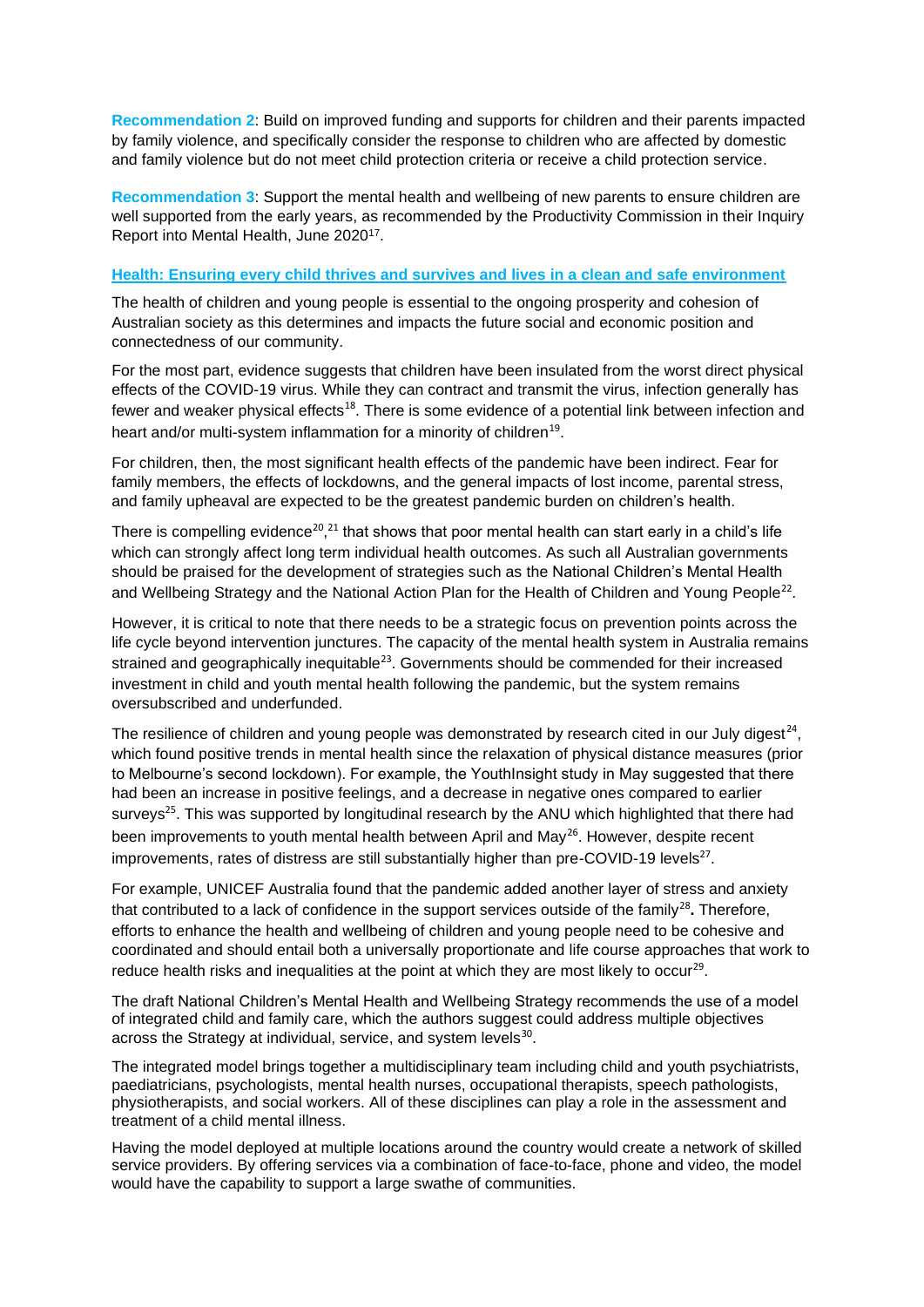**Recommendation 2**: Build on improved funding and supports for children and their parents impacted by family violence, and specifically consider the response to children who are affected by domestic and family violence but do not meet child protection criteria or receive a child protection service.

**Recommendation 3**: Support the mental health and wellbeing of new parents to ensure children are well supported from the early years, as recommended by the Productivity Commission in their Inquiry Report into Mental Health, June 2020[17].

## Health: Ensuring every child thrives and survives and lives in a clean and safe environment

The health of children and young people is essential to the ongoing prosperity and cohesion of Australian society as this determines and impacts the future social and economic position and connectedness of our community.

For the most part, evidence suggests that children have been insulated from the worst direct physical effects of the COVID-19 virus. While they can contract and transmit the virus, infection generally has fewer and weaker physical effects[18]. There is some evidence of a potential link between infection and heart and/or multi-system inflammation for a minority of children[19].

For children, then, the most significant health effects of the pandemic have been indirect. Fear for family members, the effects of lockdowns, and the general impacts of lost income, parental stress, and family upheaval are expected to be the greatest pandemic burden on children's health.

There is compelling evidence[20,21] that shows that poor mental health can start early in a child's life which can strongly affect long term individual health outcomes. As such all Australian governments should be praised for the development of strategies such as the National Children's Mental Health and Wellbeing Strategy and the National Action Plan for the Health of Children and Young People[22].

However, it is critical to note that there needs to be a strategic focus on prevention points across the life cycle beyond intervention junctures. The capacity of the mental health system in Australia remains strained and geographically inequitable[23]. Governments should be commended for their increased investment in child and youth mental health following the pandemic, but the system remains oversubscribed and underfunded.

The resilience of children and young people was demonstrated by research cited in our July digest[24], which found positive trends in mental health since the relaxation of physical distance measures (prior to Melbourne's second lockdown). For example, the YouthInsight study in May suggested that there had been an increase in positive feelings, and a decrease in negative ones compared to earlier surveys[25]. This was supported by longitudinal research by the ANU which highlighted that there had been improvements to youth mental health between April and May[26]. However, despite recent improvements, rates of distress are still substantially higher than pre-COVID-19 levels[27].

For example, UNICEF Australia found that the pandemic added another layer of stress and anxiety that contributed to a lack of confidence in the support services outside of the family[28]. Therefore, efforts to enhance the health and wellbeing of children and young people need to be cohesive and coordinated and should entail both a universally proportionate and life course approaches that work to reduce health risks and inequalities at the point at which they are most likely to occur[29].

The draft National Children's Mental Health and Wellbeing Strategy recommends the use of a model of integrated child and family care, which the authors suggest could address multiple objectives across the Strategy at individual, service, and system levels[30].

The integrated model brings together a multidisciplinary team including child and youth psychiatrists, paediatricians, psychologists, mental health nurses, occupational therapists, speech pathologists, physiotherapists, and social workers. All of these disciplines can play a role in the assessment and treatment of a child mental illness.

Having the model deployed at multiple locations around the country would create a network of skilled service providers. By offering services via a combination of face-to-face, phone and video, the model would have the capability to support a large swathe of communities.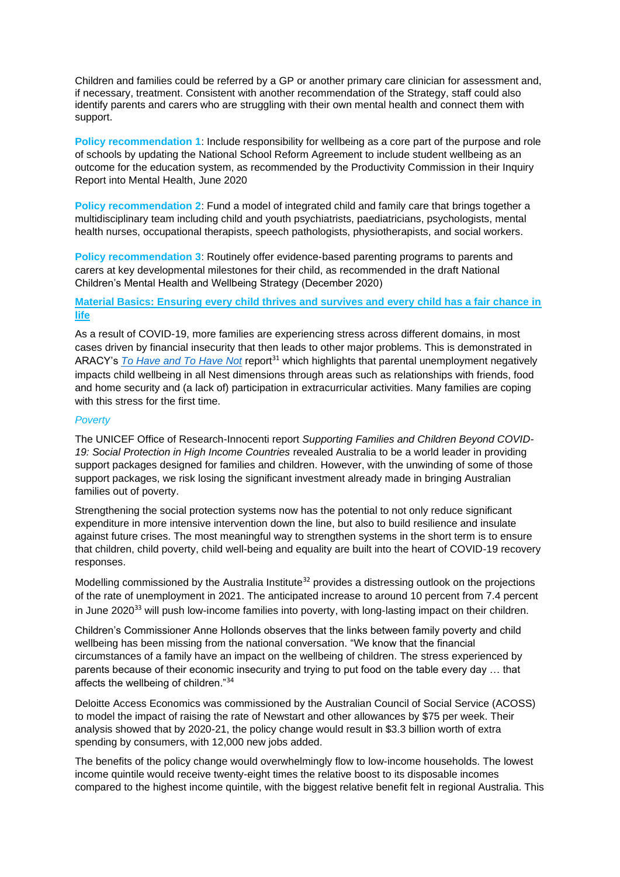Children and families could be referred by a GP or another primary care clinician for assessment and, if necessary, treatment. Consistent with another recommendation of the Strategy, staff could also identify parents and carers who are struggling with their own mental health and connect them with support.

**Policy recommendation 1**: Include responsibility for wellbeing as a core part of the purpose and role of schools by updating the National School Reform Agreement to include student wellbeing as an outcome for the education system, as recommended by the Productivity Commission in their Inquiry Report into Mental Health, June 2020

**Policy recommendation 2**: Fund a model of integrated child and family care that brings together a multidisciplinary team including child and youth psychiatrists, paediatricians, psychologists, mental health nurses, occupational therapists, speech pathologists, physiotherapists, and social workers.

**Policy recommendation 3**: Routinely offer evidence-based parenting programs to parents and carers at key developmental milestones for their child, as recommended in the draft National Children's Mental Health and Wellbeing Strategy (December 2020)

## Material Basics: Ensuring every child thrives and survives and every child has a fair chance in life

As a result of COVID-19, more families are experiencing stress across different domains, in most cases driven by financial insecurity that then leads to other major problems. This is demonstrated in ARACY's *To Have and To Have Not* report[31] which highlights that parental unemployment negatively impacts child wellbeing in all Nest dimensions through areas such as relationships with friends, food and home security and (a lack of) participation in extracurricular activities. Many families are coping with this stress for the first time.

### *Poverty*

The UNICEF Office of Research-Innocenti report *Supporting Families and Children Beyond COVID-19: Social Protection in High Income Countries* revealed Australia to be a world leader in providing support packages designed for families and children. However, with the unwinding of some of those support packages, we risk losing the significant investment already made in bringing Australian families out of poverty.

Strengthening the social protection systems now has the potential to not only reduce significant expenditure in more intensive intervention down the line, but also to build resilience and insulate against future crises. The most meaningful way to strengthen systems in the short term is to ensure that children, child poverty, child well-being and equality are built into the heart of COVID-19 recovery responses.

Modelling commissioned by the Australia Institute[32] provides a distressing outlook on the projections of the rate of unemployment in 2021. The anticipated increase to around 10 percent from 7.4 percent in June 2020[33] will push low-income families into poverty, with long-lasting impact on their children.

Children's Commissioner Anne Hollonds observes that the links between family poverty and child wellbeing has been missing from the national conversation. "We know that the financial circumstances of a family have an impact on the wellbeing of children. The stress experienced by parents because of their economic insecurity and trying to put food on the table every day … that affects the wellbeing of children."[34]

Deloitte Access Economics was commissioned by the Australian Council of Social Service (ACOSS) to model the impact of raising the rate of Newstart and other allowances by $75 per week. Their analysis showed that by 2020-21, the policy change would result in $3.3 billion worth of extra spending by consumers, with 12,000 new jobs added.

The benefits of the policy change would overwhelmingly flow to low-income households. The lowest income quintile would receive twenty-eight times the relative boost to its disposable incomes compared to the highest income quintile, with the biggest relative benefit felt in regional Australia. This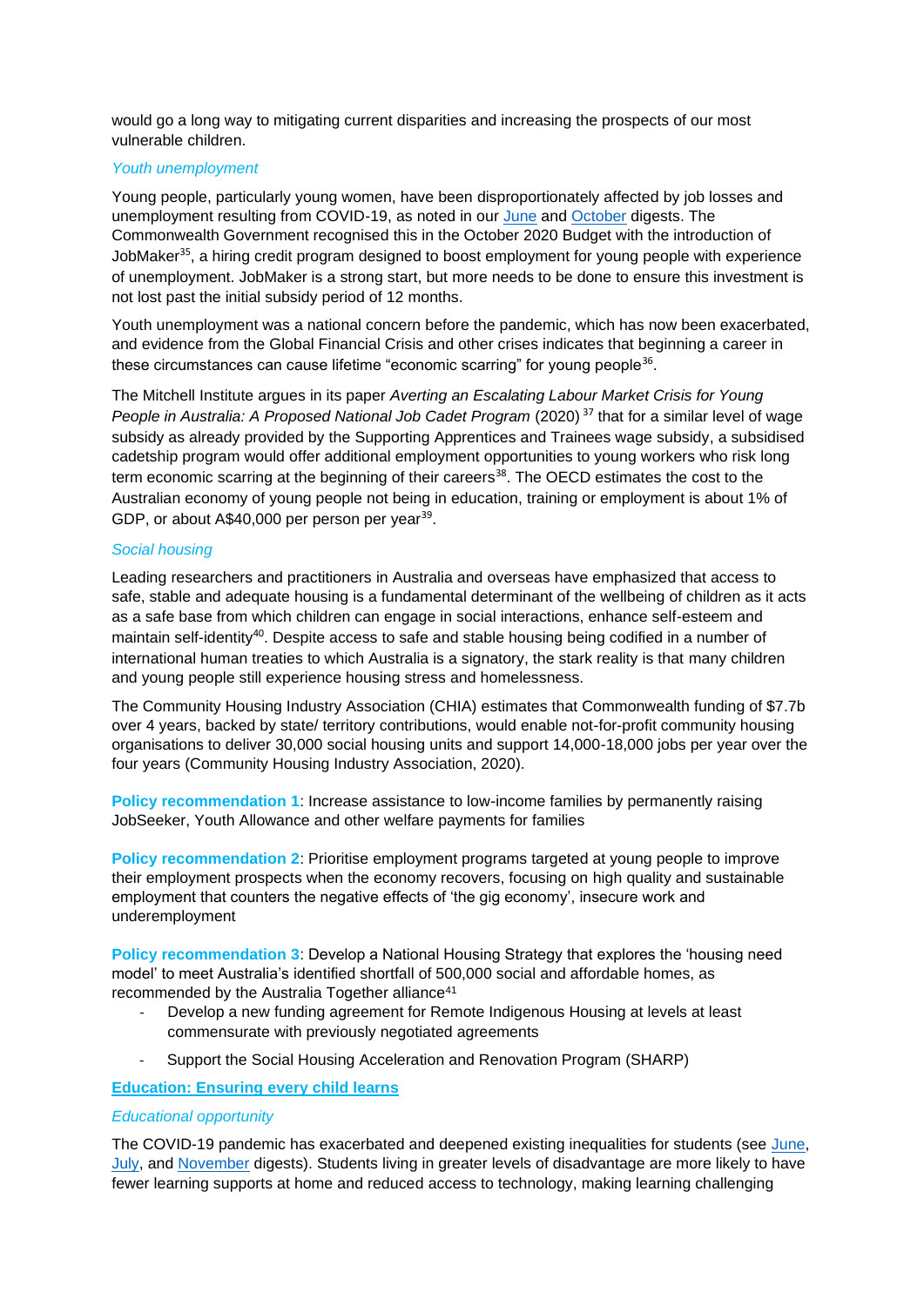would go a long way to mitigating current disparities and increasing the prospects of our most vulnerable children.

*Youth unemployment*

Young people, particularly young women, have been disproportionately affected by job losses and unemployment resulting from COVID-19, as noted in our June and October digests. The Commonwealth Government recognised this in the October 2020 Budget with the introduction of JobMaker[35], a hiring credit program designed to boost employment for young people with experience of unemployment. JobMaker is a strong start, but more needs to be done to ensure this investment is not lost past the initial subsidy period of 12 months.

Youth unemployment was a national concern before the pandemic, which has now been exacerbated, and evidence from the Global Financial Crisis and other crises indicates that beginning a career in these circumstances can cause lifetime "economic scarring" for young people[36].

The Mitchell Institute argues in its paper *Averting an Escalating Labour Market Crisis for Young People in Australia: A Proposed National Job Cadet Program* (2020)[37] that for a similar level of wage subsidy as already provided by the Supporting Apprentices and Trainees wage subsidy, a subsidised cadetship program would offer additional employment opportunities to young workers who risk long term economic scarring at the beginning of their careers[38]. The OECD estimates the cost to the Australian economy of young people not being in education, training or employment is about 1% of GDP, or about A$40,000 per person per year[39].

*Social housing*

Leading researchers and practitioners in Australia and overseas have emphasized that access to safe, stable and adequate housing is a fundamental determinant of the wellbeing of children as it acts as a safe base from which children can engage in social interactions, enhance self-esteem and maintain self-identity[40]. Despite access to safe and stable housing being codified in a number of international human treaties to which Australia is a signatory, the stark reality is that many children and young people still experience housing stress and homelessness.

The Community Housing Industry Association (CHIA) estimates that Commonwealth funding of $7.7b over 4 years, backed by state/ territory contributions, would enable not-for-profit community housing organisations to deliver 30,000 social housing units and support 14,000-18,000 jobs per year over the four years (Community Housing Industry Association, 2020).

**Policy recommendation 1**: Increase assistance to low-income families by permanently raising JobSeeker, Youth Allowance and other welfare payments for families

**Policy recommendation 2**: Prioritise employment programs targeted at young people to improve their employment prospects when the economy recovers, focusing on high quality and sustainable employment that counters the negative effects of 'the gig economy', insecure work and underemployment

**Policy recommendation 3**: Develop a National Housing Strategy that explores the 'housing need model' to meet Australia's identified shortfall of 500,000 social and affordable homes, as recommended by the Australia Together alliance[41]

- Develop a new funding agreement for Remote Indigenous Housing at levels at least commensurate with previously negotiated agreements
- Support the Social Housing Acceleration and Renovation Program (SHARP)

**Education: Ensuring every child learns**

*Educational opportunity*

The COVID-19 pandemic has exacerbated and deepened existing inequalities for students (see June, July, and November digests). Students living in greater levels of disadvantage are more likely to have fewer learning supports at home and reduced access to technology, making learning challenging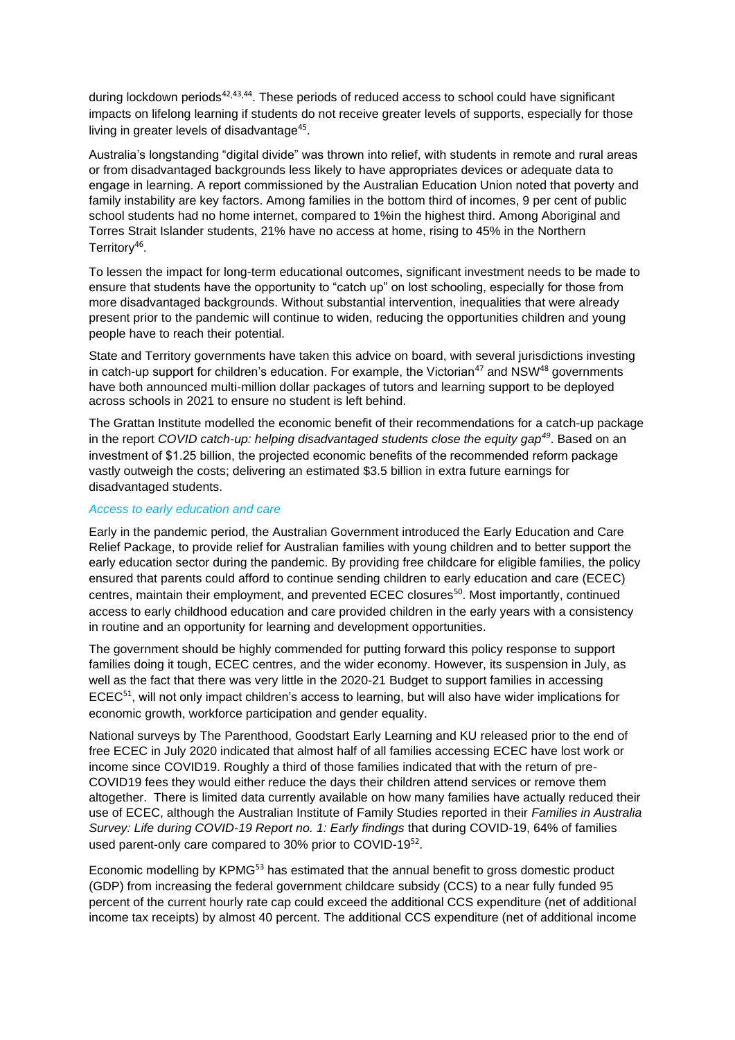during lockdown periods[42,43,44]. These periods of reduced access to school could have significant impacts on lifelong learning if students do not receive greater levels of supports, especially for those living in greater levels of disadvantage[45].

Australia's longstanding "digital divide" was thrown into relief, with students in remote and rural areas or from disadvantaged backgrounds less likely to have appropriates devices or adequate data to engage in learning. A report commissioned by the Australian Education Union noted that poverty and family instability are key factors. Among families in the bottom third of incomes, 9 per cent of public school students had no home internet, compared to 1%in the highest third. Among Aboriginal and Torres Strait Islander students, 21% have no access at home, rising to 45% in the Northern Territory[46].

To lessen the impact for long-term educational outcomes, significant investment needs to be made to ensure that students have the opportunity to "catch up" on lost schooling, especially for those from more disadvantaged backgrounds. Without substantial intervention, inequalities that were already present prior to the pandemic will continue to widen, reducing the opportunities children and young people have to reach their potential.

State and Territory governments have taken this advice on board, with several jurisdictions investing in catch-up support for children's education. For example, the Victorian[47] and NSW[48] governments have both announced multi-million dollar packages of tutors and learning support to be deployed across schools in 2021 to ensure no student is left behind.

The Grattan Institute modelled the economic benefit of their recommendations for a catch-up package in the report *COVID catch-up: helping disadvantaged students close the equity gap*[49]. Based on an investment of $1.25 billion, the projected economic benefits of the recommended reform package vastly outweigh the costs; delivering an estimated $3.5 billion in extra future earnings for disadvantaged students.

### *Access to early education and care*

Early in the pandemic period, the Australian Government introduced the Early Education and Care Relief Package, to provide relief for Australian families with young children and to better support the early education sector during the pandemic. By providing free childcare for eligible families, the policy ensured that parents could afford to continue sending children to early education and care (ECEC) centres, maintain their employment, and prevented ECEC closures[50]. Most importantly, continued access to early childhood education and care provided children in the early years with a consistency in routine and an opportunity for learning and development opportunities.

The government should be highly commended for putting forward this policy response to support families doing it tough, ECEC centres, and the wider economy. However, its suspension in July, as well as the fact that there was very little in the 2020-21 Budget to support families in accessing ECEC[51], will not only impact children's access to learning, but will also have wider implications for economic growth, workforce participation and gender equality.

National surveys by The Parenthood, Goodstart Early Learning and KU released prior to the end of free ECEC in July 2020 indicated that almost half of all families accessing ECEC have lost work or income since COVID19. Roughly a third of those families indicated that with the return of pre-COVID19 fees they would either reduce the days their children attend services or remove them altogether. There is limited data currently available on how many families have actually reduced their use of ECEC, although the Australian Institute of Family Studies reported in their *Families in Australia Survey: Life during COVID-19 Report no. 1: Early findings* that during COVID-19, 64% of families used parent-only care compared to 30% prior to COVID-19[52].

Economic modelling by KPMG[53] has estimated that the annual benefit to gross domestic product (GDP) from increasing the federal government childcare subsidy (CCS) to a near fully funded 95 percent of the current hourly rate cap could exceed the additional CCS expenditure (net of additional income tax receipts) by almost 40 percent. The additional CCS expenditure (net of additional income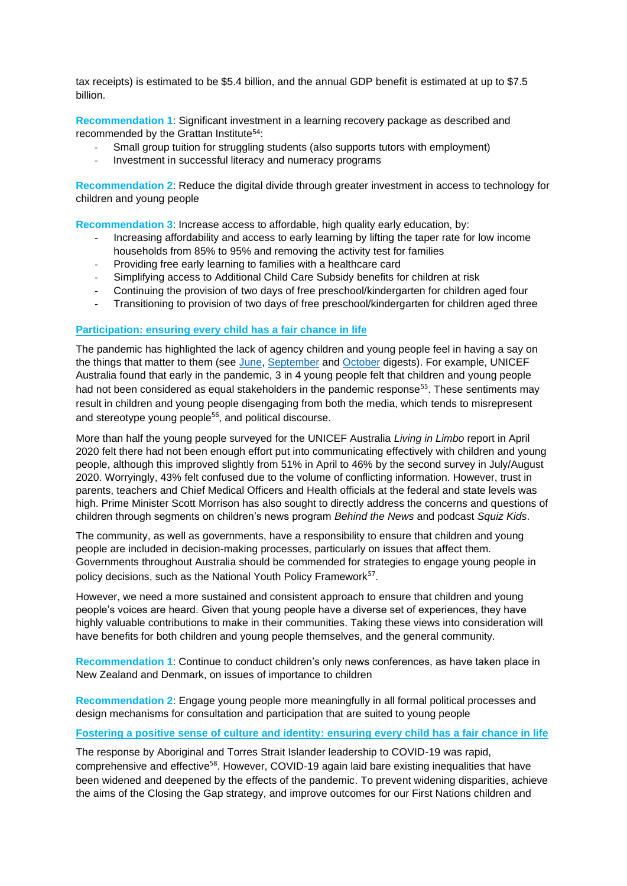tax receipts) is estimated to be $5.4 billion, and the annual GDP benefit is estimated at up to $7.5 billion.

**Recommendation 1**: Significant investment in a learning recovery package as described and recommended by the Grattan Institute[54]:

- Small group tuition for struggling students (also supports tutors with employment)
- Investment in successful literacy and numeracy programs

**Recommendation 2**: Reduce the digital divide through greater investment in access to technology for children and young people

**Recommendation 3**: Increase access to affordable, high quality early education, by:

- Increasing affordability and access to early learning by lifting the taper rate for low income households from 85% to 95% and removing the activity test for families
- Providing free early learning to families with a healthcare card
- Simplifying access to Additional Child Care Subsidy benefits for children at risk
- Continuing the provision of two days of free preschool/kindergarten for children aged four
- Transitioning to provision of two days of free preschool/kindergarten for children aged three

## Participation: ensuring every child has a fair chance in life

The pandemic has highlighted the lack of agency children and young people feel in having a say on the things that matter to them (see June, September and October digests). For example, UNICEF Australia found that early in the pandemic, 3 in 4 young people felt that children and young people had not been considered as equal stakeholders in the pandemic response[55]. These sentiments may result in children and young people disengaging from both the media, which tends to misrepresent and stereotype young people[56], and political discourse.

More than half the young people surveyed for the UNICEF Australia *Living in Limbo* report in April 2020 felt there had not been enough effort put into communicating effectively with children and young people, although this improved slightly from 51% in April to 46% by the second survey in July/August 2020. Worryingly, 43% felt confused due to the volume of conflicting information. However, trust in parents, teachers and Chief Medical Officers and Health officials at the federal and state levels was high. Prime Minister Scott Morrison has also sought to directly address the concerns and questions of children through segments on children's news program *Behind the News* and podcast *Squiz Kids*.

The community, as well as governments, have a responsibility to ensure that children and young people are included in decision-making processes, particularly on issues that affect them. Governments throughout Australia should be commended for strategies to engage young people in policy decisions, such as the National Youth Policy Framework[57].

However, we need a more sustained and consistent approach to ensure that children and young people's voices are heard. Given that young people have a diverse set of experiences, they have highly valuable contributions to make in their communities. Taking these views into consideration will have benefits for both children and young people themselves, and the general community.

**Recommendation 1**: Continue to conduct children's only news conferences, as have taken place in New Zealand and Denmark, on issues of importance to children

**Recommendation 2**: Engage young people more meaningfully in all formal political processes and design mechanisms for consultation and participation that are suited to young people

## Fostering a positive sense of culture and identity: ensuring every child has a fair chance in life

The response by Aboriginal and Torres Strait Islander leadership to COVID-19 was rapid, comprehensive and effective[58]. However, COVID-19 again laid bare existing inequalities that have been widened and deepened by the effects of the pandemic. To prevent widening disparities, achieve the aims of the Closing the Gap strategy, and improve outcomes for our First Nations children and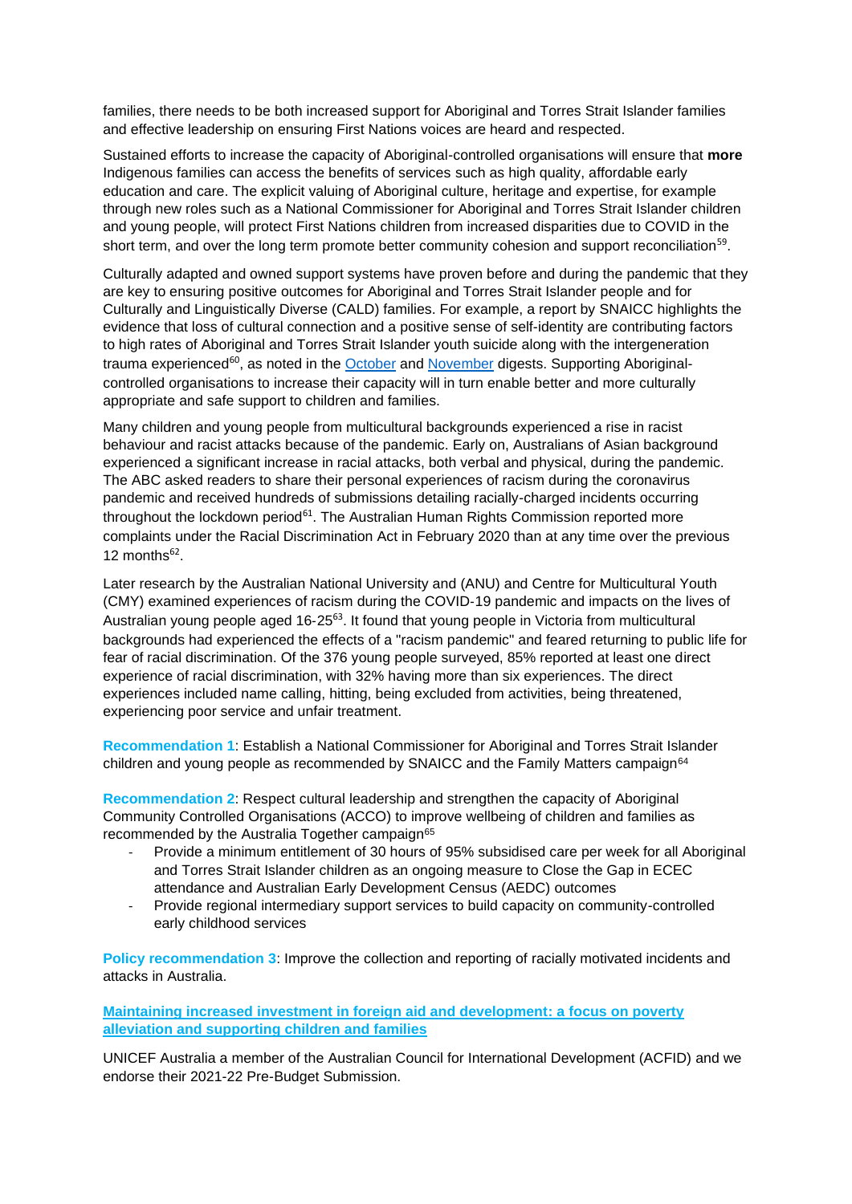families, there needs to be both increased support for Aboriginal and Torres Strait Islander families and effective leadership on ensuring First Nations voices are heard and respected.

Sustained efforts to increase the capacity of Aboriginal-controlled organisations will ensure that **more** Indigenous families can access the benefits of services such as high quality, affordable early education and care. The explicit valuing of Aboriginal culture, heritage and expertise, for example through new roles such as a National Commissioner for Aboriginal and Torres Strait Islander children and young people, will protect First Nations children from increased disparities due to COVID in the short term, and over the long term promote better community cohesion and support reconciliation[59].

Culturally adapted and owned support systems have proven before and during the pandemic that they are key to ensuring positive outcomes for Aboriginal and Torres Strait Islander people and for Culturally and Linguistically Diverse (CALD) families. For example, a report by SNAICC highlights the evidence that loss of cultural connection and a positive sense of self-identity are contributing factors to high rates of Aboriginal and Torres Strait Islander youth suicide along with the intergeneration trauma experienced[60], as noted in the October and November digests. Supporting Aboriginal-controlled organisations to increase their capacity will in turn enable better and more culturally appropriate and safe support to children and families.

Many children and young people from multicultural backgrounds experienced a rise in racist behaviour and racist attacks because of the pandemic. Early on, Australians of Asian background experienced a significant increase in racial attacks, both verbal and physical, during the pandemic. The ABC asked readers to share their personal experiences of racism during the coronavirus pandemic and received hundreds of submissions detailing racially-charged incidents occurring throughout the lockdown period[61]. The Australian Human Rights Commission reported more complaints under the Racial Discrimination Act in February 2020 than at any time over the previous 12 months[62].

Later research by the Australian National University and (ANU) and Centre for Multicultural Youth (CMY) examined experiences of racism during the COVID-19 pandemic and impacts on the lives of Australian young people aged 16-25[63]. It found that young people in Victoria from multicultural backgrounds had experienced the effects of a "racism pandemic" and feared returning to public life for fear of racial discrimination. Of the 376 young people surveyed, 85% reported at least one direct experience of racial discrimination, with 32% having more than six experiences. The direct experiences included name calling, hitting, being excluded from activities, being threatened, experiencing poor service and unfair treatment.

**Recommendation 1**: Establish a National Commissioner for Aboriginal and Torres Strait Islander children and young people as recommended by SNAICC and the Family Matters campaign[64]

**Recommendation 2**: Respect cultural leadership and strengthen the capacity of Aboriginal Community Controlled Organisations (ACCO) to improve wellbeing of children and families as recommended by the Australia Together campaign[65]

- Provide a minimum entitlement of 30 hours of 95% subsidised care per week for all Aboriginal and Torres Strait Islander children as an ongoing measure to Close the Gap in ECEC attendance and Australian Early Development Census (AEDC) outcomes
- Provide regional intermediary support services to build capacity on community-controlled early childhood services

**Policy recommendation 3**: Improve the collection and reporting of racially motivated incidents and attacks in Australia.

## Maintaining increased investment in foreign aid and development: a focus on poverty alleviation and supporting children and families

UNICEF Australia a member of the Australian Council for International Development (ACFID) and we endorse their 2021-22 Pre-Budget Submission.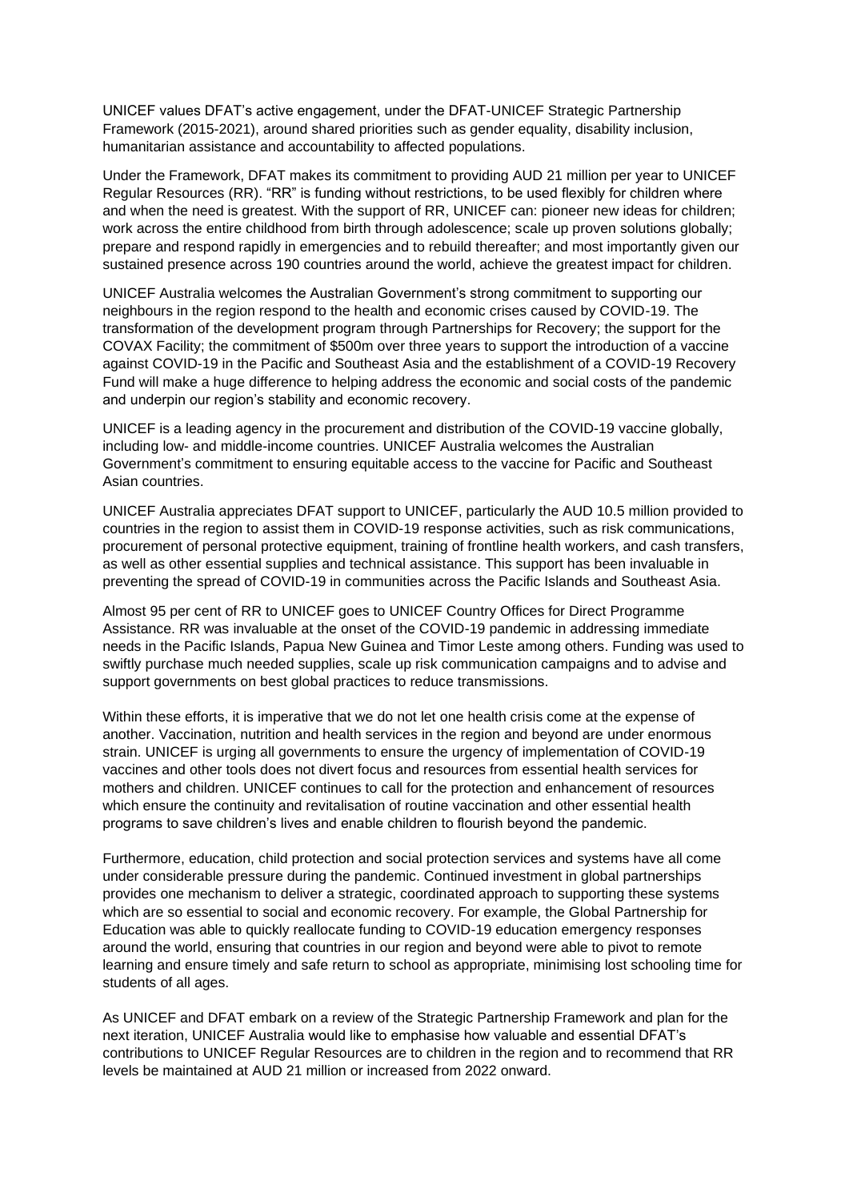UNICEF values DFAT's active engagement, under the DFAT-UNICEF Strategic Partnership Framework (2015-2021), around shared priorities such as gender equality, disability inclusion, humanitarian assistance and accountability to affected populations.

Under the Framework, DFAT makes its commitment to providing AUD 21 million per year to UNICEF Regular Resources (RR). "RR" is funding without restrictions, to be used flexibly for children where and when the need is greatest. With the support of RR, UNICEF can: pioneer new ideas for children; work across the entire childhood from birth through adolescence; scale up proven solutions globally; prepare and respond rapidly in emergencies and to rebuild thereafter; and most importantly given our sustained presence across 190 countries around the world, achieve the greatest impact for children.

UNICEF Australia welcomes the Australian Government's strong commitment to supporting our neighbours in the region respond to the health and economic crises caused by COVID-19. The transformation of the development program through Partnerships for Recovery; the support for the COVAX Facility; the commitment of $500m over three years to support the introduction of a vaccine against COVID-19 in the Pacific and Southeast Asia and the establishment of a COVID-19 Recovery Fund will make a huge difference to helping address the economic and social costs of the pandemic and underpin our region's stability and economic recovery.

UNICEF is a leading agency in the procurement and distribution of the COVID-19 vaccine globally, including low- and middle-income countries. UNICEF Australia welcomes the Australian Government's commitment to ensuring equitable access to the vaccine for Pacific and Southeast Asian countries.

UNICEF Australia appreciates DFAT support to UNICEF, particularly the AUD 10.5 million provided to countries in the region to assist them in COVID-19 response activities, such as risk communications, procurement of personal protective equipment, training of frontline health workers, and cash transfers, as well as other essential supplies and technical assistance. This support has been invaluable in preventing the spread of COVID-19 in communities across the Pacific Islands and Southeast Asia.

Almost 95 per cent of RR to UNICEF goes to UNICEF Country Offices for Direct Programme Assistance. RR was invaluable at the onset of the COVID-19 pandemic in addressing immediate needs in the Pacific Islands, Papua New Guinea and Timor Leste among others. Funding was used to swiftly purchase much needed supplies, scale up risk communication campaigns and to advise and support governments on best global practices to reduce transmissions.

Within these efforts, it is imperative that we do not let one health crisis come at the expense of another. Vaccination, nutrition and health services in the region and beyond are under enormous strain. UNICEF is urging all governments to ensure the urgency of implementation of COVID-19 vaccines and other tools does not divert focus and resources from essential health services for mothers and children. UNICEF continues to call for the protection and enhancement of resources which ensure the continuity and revitalisation of routine vaccination and other essential health programs to save children's lives and enable children to flourish beyond the pandemic.

Furthermore, education, child protection and social protection services and systems have all come under considerable pressure during the pandemic. Continued investment in global partnerships provides one mechanism to deliver a strategic, coordinated approach to supporting these systems which are so essential to social and economic recovery. For example, the Global Partnership for Education was able to quickly reallocate funding to COVID-19 education emergency responses around the world, ensuring that countries in our region and beyond were able to pivot to remote learning and ensure timely and safe return to school as appropriate, minimising lost schooling time for students of all ages.

As UNICEF and DFAT embark on a review of the Strategic Partnership Framework and plan for the next iteration, UNICEF Australia would like to emphasise how valuable and essential DFAT's contributions to UNICEF Regular Resources are to children in the region and to recommend that RR levels be maintained at AUD 21 million or increased from 2022 onward.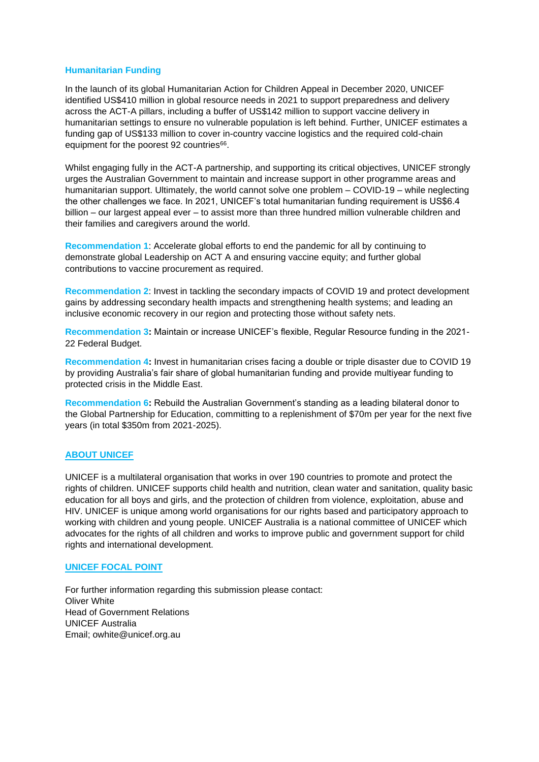### Humanitarian Funding

In the launch of its global Humanitarian Action for Children Appeal in December 2020, UNICEF identified US$410 million in global resource needs in 2021 to support preparedness and delivery across the ACT-A pillars, including a buffer of US$142 million to support vaccine delivery in humanitarian settings to ensure no vulnerable population is left behind. Further, UNICEF estimates a funding gap of US$133 million to cover in-country vaccine logistics and the required cold-chain equipment for the poorest 92 countries[66].

Whilst engaging fully in the ACT-A partnership, and supporting its critical objectives, UNICEF strongly urges the Australian Government to maintain and increase support in other programme areas and humanitarian support. Ultimately, the world cannot solve one problem – COVID-19 – while neglecting the other challenges we face. In 2021, UNICEF's total humanitarian funding requirement is US$6.4 billion – our largest appeal ever – to assist more than three hundred million vulnerable children and their families and caregivers around the world.

**Recommendation 1**: Accelerate global efforts to end the pandemic for all by continuing to demonstrate global Leadership on ACT A and ensuring vaccine equity; and further global contributions to vaccine procurement as required.

**Recommendation 2**: Invest in tackling the secondary impacts of COVID 19 and protect development gains by addressing secondary health impacts and strengthening health systems; and leading an inclusive economic recovery in our region and protecting those without safety nets.

**Recommendation 3:** Maintain or increase UNICEF's flexible, Regular Resource funding in the 2021-22 Federal Budget.

**Recommendation 4:** Invest in humanitarian crises facing a double or triple disaster due to COVID 19 by providing Australia's fair share of global humanitarian funding and provide multiyear funding to protected crisis in the Middle East.

**Recommendation 6:** Rebuild the Australian Government's standing as a leading bilateral donor to the Global Partnership for Education, committing to a replenishment of $70m per year for the next five years (in total $350m from 2021-2025).

### ABOUT UNICEF

UNICEF is a multilateral organisation that works in over 190 countries to promote and protect the rights of children. UNICEF supports child health and nutrition, clean water and sanitation, quality basic education for all boys and girls, and the protection of children from violence, exploitation, abuse and HIV. UNICEF is unique among world organisations for our rights based and participatory approach to working with children and young people. UNICEF Australia is a national committee of UNICEF which advocates for the rights of all children and works to improve public and government support for child rights and international development.

### UNICEF FOCAL POINT

For further information regarding this submission please contact:
Oliver White
Head of Government Relations
UNICEF Australia
Email; owhite@unicef.org.au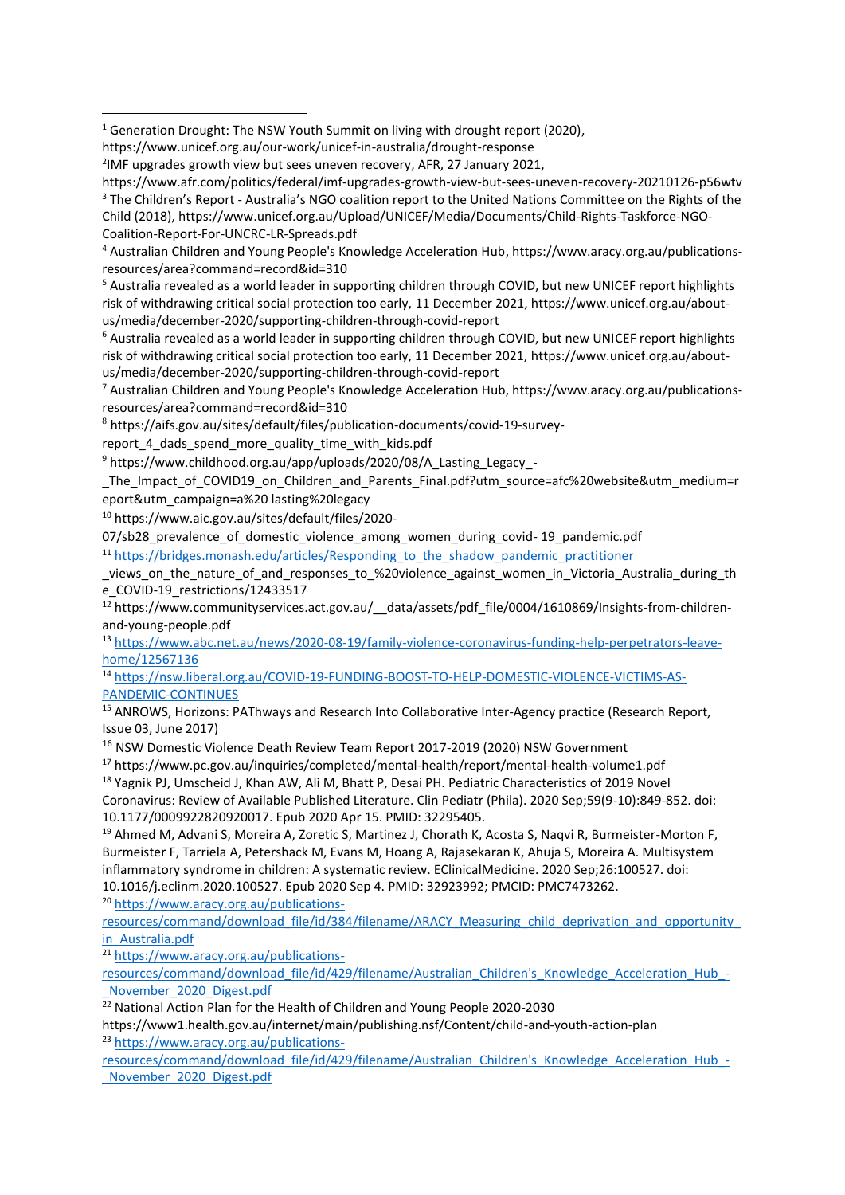[1] Generation Drought: The NSW Youth Summit on living with drought report (2020), https://www.unicef.org.au/our-work/unicef-in-australia/drought-response

[2] IMF upgrades growth view but sees uneven recovery, AFR, 27 January 2021, https://www.afr.com/politics/federal/imf-upgrades-growth-view-but-sees-uneven-recovery-20210126-p56wtv

[3] The Children's Report - Australia's NGO coalition report to the United Nations Committee on the Rights of the Child (2018), https://www.unicef.org.au/Upload/UNICEF/Media/Documents/Child-Rights-Taskforce-NGO-Coalition-Report-For-UNCRC-LR-Spreads.pdf

[4] Australian Children and Young People's Knowledge Acceleration Hub, https://www.aracy.org.au/publications-resources/area?command=record&id=310

[5] Australia revealed as a world leader in supporting children through COVID, but new UNICEF report highlights risk of withdrawing critical social protection too early, 11 December 2021, https://www.unicef.org.au/about-us/media/december-2020/supporting-children-through-covid-report

[6] Australia revealed as a world leader in supporting children through COVID, but new UNICEF report highlights risk of withdrawing critical social protection too early, 11 December 2021, https://www.unicef.org.au/about-us/media/december-2020/supporting-children-through-covid-report

[7] Australian Children and Young People's Knowledge Acceleration Hub, https://www.aracy.org.au/publications-resources/area?command=record&id=310

[8] https://aifs.gov.au/sites/default/files/publication-documents/covid-19-survey-report_4_dads_spend_more_quality_time_with_kids.pdf

[9] https://www.childhood.org.au/app/uploads/2020/08/A_Lasting_Legacy_-_The_Impact_of_COVID19_on_Children_and_Parents_Final.pdf?utm_source=afc%20website&utm_medium=report&utm_campaign=a%20 lasting%20legacy

[10] https://www.aic.gov.au/sites/default/files/2020-07/sb28_prevalence_of_domestic_violence_among_women_during_covid- 19_pandemic.pdf

[11] https://bridges.monash.edu/articles/Responding_to_the_shadow_pandemic_practitioner_views_on_the_nature_of_and_responses_to_%20violence_against_women_in_Victoria_Australia_during_the_COVID-19_restrictions/12433517

[12] https://www.communityservices.act.gov.au/__data/assets/pdf_file/0004/1610869/Insights-from-children-and-young-people.pdf

[13] https://www.abc.net.au/news/2020-08-19/family-violence-coronavirus-funding-help-perpetrators-leave-home/12567136

[14] https://nsw.liberal.org.au/COVID-19-FUNDING-BOOST-TO-HELP-DOMESTIC-VIOLENCE-VICTIMS-AS-PANDEMIC-CONTINUES

[15] ANROWS, Horizons: PAThways and Research Into Collaborative Inter-Agency practice (Research Report, Issue 03, June 2017)

[16] NSW Domestic Violence Death Review Team Report 2017-2019 (2020) NSW Government

[17] https://www.pc.gov.au/inquiries/completed/mental-health/report/mental-health-volume1.pdf

[18] Yagnik PJ, Umscheid J, Khan AW, Ali M, Bhatt P, Desai PH. Pediatric Characteristics of 2019 Novel Coronavirus: Review of Available Published Literature. Clin Pediatr (Phila). 2020 Sep;59(9-10):849-852. doi: 10.1177/0009922820920017. Epub 2020 Apr 15. PMID: 32295405.

[19] Ahmed M, Advani S, Moreira A, Zoretic S, Martinez J, Chorath K, Acosta S, Naqvi R, Burmeister-Morton F, Burmeister F, Tarriela A, Petershack M, Evans M, Hoang A, Rajasekaran K, Ahuja S, Moreira A. Multisystem inflammatory syndrome in children: A systematic review. EClinicalMedicine. 2020 Sep;26:100527. doi: 10.1016/j.eclinm.2020.100527. Epub 2020 Sep 4. PMID: 32923992; PMCID: PMC7473262.

[20] https://www.aracy.org.au/publications-resources/command/download_file/id/384/filename/ARACY_Measuring_child_deprivation_and_opportunity_in_Australia.pdf

[21] https://www.aracy.org.au/publications-resources/command/download_file/id/429/filename/Australian_Children's_Knowledge_Acceleration_Hub_-_November_2020_Digest.pdf

[22] National Action Plan for the Health of Children and Young People 2020-2030 https://www1.health.gov.au/internet/main/publishing.nsf/Content/child-and-youth-action-plan

[23] https://www.aracy.org.au/publications-resources/command/download_file/id/429/filename/Australian_Children's_Knowledge_Acceleration_Hub_-_November_2020_Digest.pdf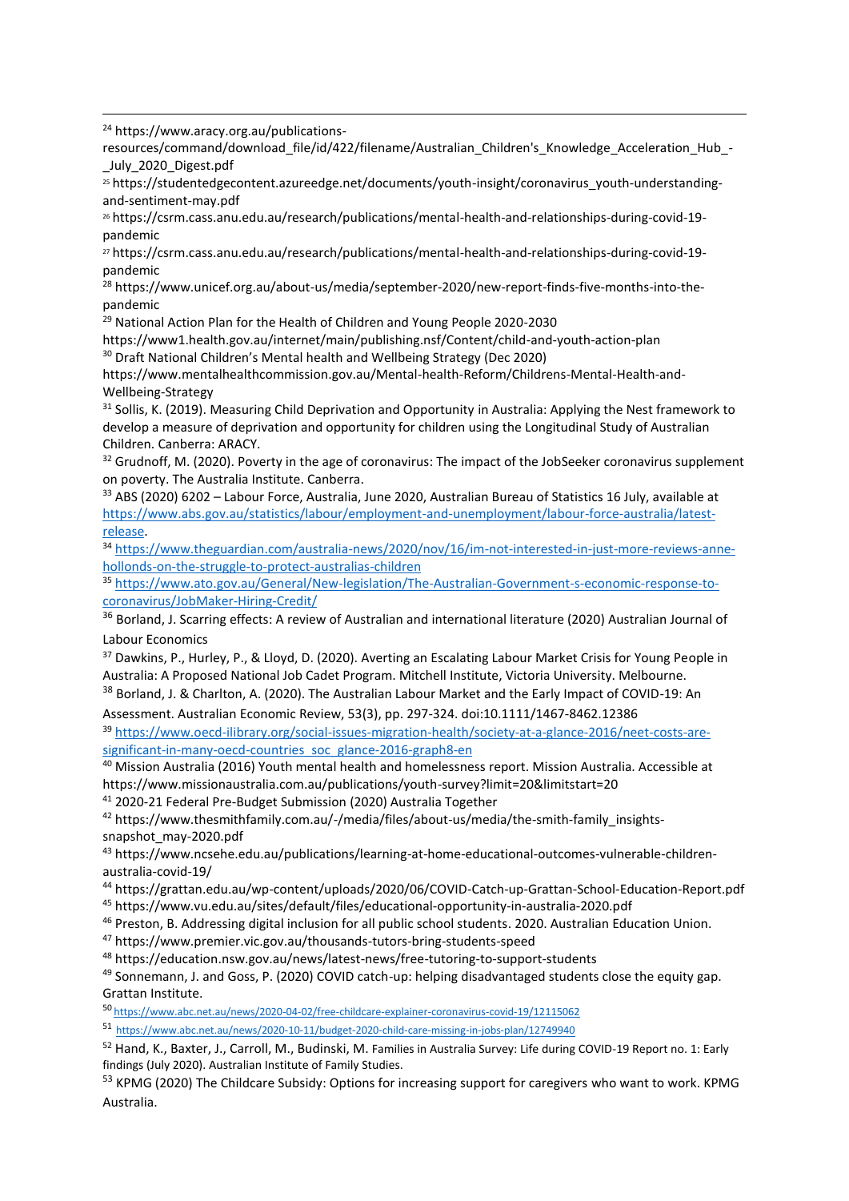[24] https://www.aracy.org.au/publications-resources/command/download_file/id/422/filename/Australian_Children's_Knowledge_Acceleration_Hub_-_July_2020_Digest.pdf

[25] https://studentedgecontent.azureedge.net/documents/youth-insight/coronavirus_youth-understanding-and-sentiment-may.pdf

[26] https://csrm.cass.anu.edu.au/research/publications/mental-health-and-relationships-during-covid-19-pandemic

[27] https://csrm.cass.anu.edu.au/research/publications/mental-health-and-relationships-during-covid-19-pandemic

[28] https://www.unicef.org.au/about-us/media/september-2020/new-report-finds-five-months-into-the-pandemic

[29] National Action Plan for the Health of Children and Young People 2020-2030 https://www1.health.gov.au/internet/main/publishing.nsf/Content/child-and-youth-action-plan

[30] Draft National Children's Mental health and Wellbeing Strategy (Dec 2020) https://www.mentalhealthcommission.gov.au/Mental-health-Reform/Childrens-Mental-Health-and-Wellbeing-Strategy

[31] Sollis, K. (2019). Measuring Child Deprivation and Opportunity in Australia: Applying the Nest framework to develop a measure of deprivation and opportunity for children using the Longitudinal Study of Australian Children. Canberra: ARACY.

[32] Grudnoff, M. (2020). Poverty in the age of coronavirus: The impact of the JobSeeker coronavirus supplement on poverty. The Australia Institute. Canberra.

[33] ABS (2020) 6202 – Labour Force, Australia, June 2020, Australian Bureau of Statistics 16 July, available at https://www.abs.gov.au/statistics/labour/employment-and-unemployment/labour-force-australia/latest-release.

[34] https://www.theguardian.com/australia-news/2020/nov/16/im-not-interested-in-just-more-reviews-anne-hollonds-on-the-struggle-to-protect-australias-children

[35] https://www.ato.gov.au/General/New-legislation/The-Australian-Government-s-economic-response-to-coronavirus/JobMaker-Hiring-Credit/

[36] Borland, J. Scarring effects: A review of Australian and international literature (2020) Australian Journal of Labour Economics

[37] Dawkins, P., Hurley, P., & Lloyd, D. (2020). Averting an Escalating Labour Market Crisis for Young People in Australia: A Proposed National Job Cadet Program. Mitchell Institute, Victoria University. Melbourne.

[38] Borland, J. & Charlton, A. (2020). The Australian Labour Market and the Early Impact of COVID-19: An Assessment. Australian Economic Review, 53(3), pp. 297-324. doi:10.1111/1467-8462.12386

[39] https://www.oecd-ilibrary.org/social-issues-migration-health/society-at-a-glance-2016/neet-costs-are-significant-in-many-oecd-countries_soc_glance-2016-graph8-en

[40] Mission Australia (2016) Youth mental health and homelessness report. Mission Australia. Accessible at https://www.missionaustralia.com.au/publications/youth-survey?limit=20&limitstart=20

[41] 2020-21 Federal Pre-Budget Submission (2020) Australia Together

[42] https://www.thesmithfamily.com.au/-/media/files/about-us/media/the-smith-family_insights-snapshot_may-2020.pdf

[43] https://www.ncsehe.edu.au/publications/learning-at-home-educational-outcomes-vulnerable-children-australia-covid-19/

[44] https://grattan.edu.au/wp-content/uploads/2020/06/COVID-Catch-up-Grattan-School-Education-Report.pdf

[45] https://www.vu.edu.au/sites/default/files/educational-opportunity-in-australia-2020.pdf

[46] Preston, B. Addressing digital inclusion for all public school students. 2020. Australian Education Union.

[47] https://www.premier.vic.gov.au/thousands-tutors-bring-students-speed

[48] https://education.nsw.gov.au/news/latest-news/free-tutoring-to-support-students

[49] Sonnemann, J. and Goss, P. (2020) COVID catch-up: helping disadvantaged students close the equity gap. Grattan Institute.

[50] https://www.abc.net.au/news/2020-04-02/free-childcare-explainer-coronavirus-covid-19/12115062

[51] https://www.abc.net.au/news/2020-10-11/budget-2020-child-care-missing-in-jobs-plan/12749940

[52] Hand, K., Baxter, J., Carroll, M., Budinski, M. Families in Australia Survey: Life during COVID-19 Report no. 1: Early findings (July 2020). Australian Institute of Family Studies.

[53] KPMG (2020) The Childcare Subsidy: Options for increasing support for caregivers who want to work. KPMG Australia.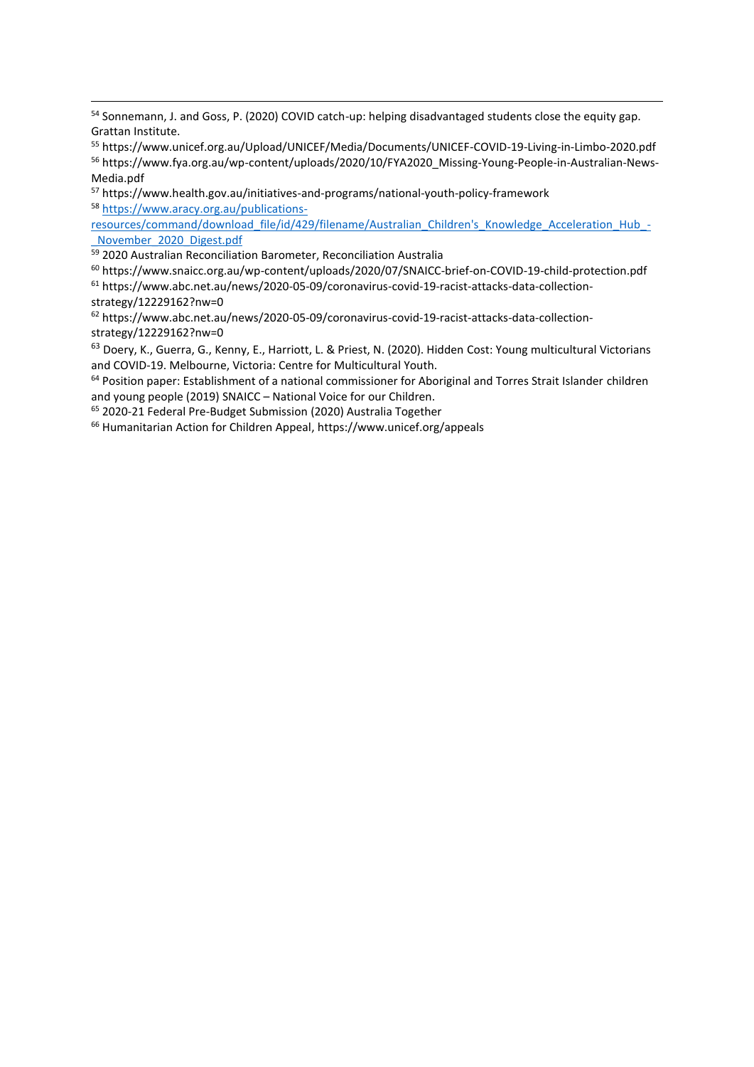[54] Sonnemann, J. and Goss, P. (2020) COVID catch-up: helping disadvantaged students close the equity gap. Grattan Institute.

[55] https://www.unicef.org.au/Upload/UNICEF/Media/Documents/UNICEF-COVID-19-Living-in-Limbo-2020.pdf

[56] https://www.fya.org.au/wp-content/uploads/2020/10/FYA2020_Missing-Young-People-in-Australian-News-Media.pdf

[57] https://www.health.gov.au/initiatives-and-programs/national-youth-policy-framework

[58] https://www.aracy.org.au/publications-resources/command/download_file/id/429/filename/Australian_Children's_Knowledge_Acceleration_Hub_-_November_2020_Digest.pdf

[59] 2020 Australian Reconciliation Barometer, Reconciliation Australia

[60] https://www.snaicc.org.au/wp-content/uploads/2020/07/SNAICC-brief-on-COVID-19-child-protection.pdf

[61] https://www.abc.net.au/news/2020-05-09/coronavirus-covid-19-racist-attacks-data-collection-strategy/12229162?nw=0

[62] https://www.abc.net.au/news/2020-05-09/coronavirus-covid-19-racist-attacks-data-collection-strategy/12229162?nw=0

[63] Doery, K., Guerra, G., Kenny, E., Harriott, L. & Priest, N. (2020). Hidden Cost: Young multicultural Victorians and COVID-19. Melbourne, Victoria: Centre for Multicultural Youth.

[64] Position paper: Establishment of a national commissioner for Aboriginal and Torres Strait Islander children and young people (2019) SNAICC – National Voice for our Children.

[65] 2020-21 Federal Pre-Budget Submission (2020) Australia Together

[66] Humanitarian Action for Children Appeal, https://www.unicef.org/appeals